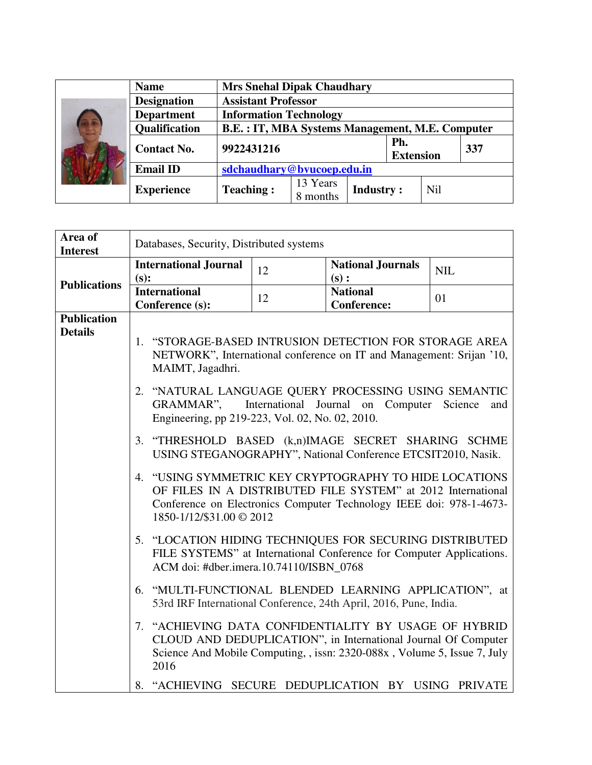| Name | Mrs Snehal Dipak Chaudhary | | | |
|---|---|---|---|---|
| Designation | Assistant Professor | | | |
| Department | Information Technology | | | |
| Qualification | B.E. : IT, MBA Systems Management, M.E. Computer | | | |
| Contact No. | 9922431216 | | Ph. Extension | 337 |
| Email ID | sdchaudhary@bvucoep.edu.in | | | |
| Experience | Teaching : | 13 Years 8 months | Industry : | Nil |

| Area of Interest | Databases, Security, Distributed systems | | | |
|---|---|---|---|---|
| Publications | International Journal (s): | 12 | National Journals (s) : | NIL |
| | International Conference (s): | 12 | National Conference: | 01 |

**Publication Details**

1. "STORAGE-BASED INTRUSION DETECTION FOR STORAGE AREA NETWORK", International conference on IT and Management: Srijan '10, MAIMT, Jagadhri.
2. "NATURAL LANGUAGE QUERY PROCESSING USING SEMANTIC GRAMMAR", International Journal on Computer Science and Engineering, pp 219-223, Vol. 02, No. 02, 2010.
3. "THRESHOLD BASED (k,n)IMAGE SECRET SHARING SCHME USING STEGANOGRAPHY", National Conference ETCSIT2010, Nasik.
4. "USING SYMMETRIC KEY CRYPTOGRAPHY TO HIDE LOCATIONS OF FILES IN A DISTRIBUTED FILE SYSTEM" at 2012 International Conference on Electronics Computer Technology IEEE doi: 978-1-4673-1850-1/12/$31.00 © 2012
5. "LOCATION HIDING TECHNIQUES FOR SECURING DISTRIBUTED FILE SYSTEMS" at International Conference for Computer Applications. ACM doi: #dber.imera.10.74110/ISBN_0768
6. "MULTI-FUNCTIONAL BLENDED LEARNING APPLICATION", at 53rd IRF International Conference, 24th April, 2016, Pune, India.
7. "ACHIEVING DATA CONFIDENTIALITY BY USAGE OF HYBRID CLOUD AND DEDUPLICATION", in International Journal Of Computer Science And Mobile Computing, , issn: 2320-088x , Volume 5, Issue 7, July 2016
8. "ACHIEVING SECURE DEDUPLICATION BY USING PRIVATE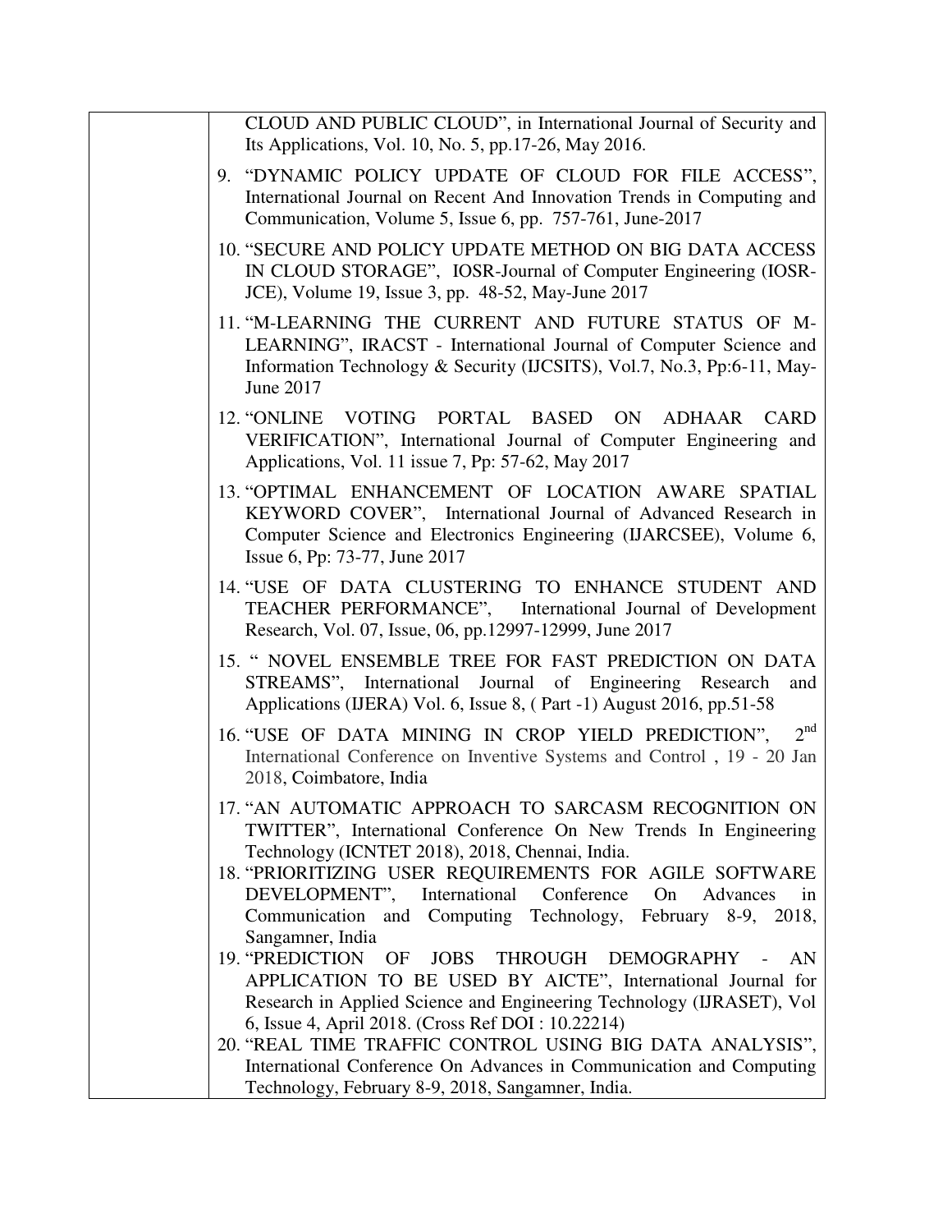| | CLOUD AND PUBLIC CLOUD", in International Journal of Security and Its Applications, Vol. 10, No. 5, pp.17-26, May 2016.<br><br>9. "DYNAMIC POLICY UPDATE OF CLOUD FOR FILE ACCESS", International Journal on Recent And Innovation Trends in Computing and Communication, Volume 5, Issue 6, pp. 757-761, June-2017<br><br>10. "SECURE AND POLICY UPDATE METHOD ON BIG DATA ACCESS IN CLOUD STORAGE", IOSR-Journal of Computer Engineering (IOSR-JCE), Volume 19, Issue 3, pp. 48-52, May-June 2017<br><br>11. "M-LEARNING THE CURRENT AND FUTURE STATUS OF M-LEARNING", IRACST - International Journal of Computer Science and Information Technology & Security (IJCSITS), Vol.7, No.3, Pp:6-11, May-June 2017<br><br>12. "ONLINE VOTING PORTAL BASED ON ADHAAR CARD VERIFICATION", International Journal of Computer Engineering and Applications, Vol. 11 issue 7, Pp: 57-62, May 2017<br><br>13. "OPTIMAL ENHANCEMENT OF LOCATION AWARE SPATIAL KEYWORD COVER", International Journal of Advanced Research in Computer Science and Electronics Engineering (IJARCSEE), Volume 6, Issue 6, Pp: 73-77, June 2017<br><br>14. "USE OF DATA CLUSTERING TO ENHANCE STUDENT AND TEACHER PERFORMANCE", International Journal of Development Research, Vol. 07, Issue, 06, pp.12997-12999, June 2017<br><br>15. " NOVEL ENSEMBLE TREE FOR FAST PREDICTION ON DATA STREAMS", International Journal of Engineering Research and Applications (IJERA) Vol. 6, Issue 8, ( Part -1) August 2016, pp.51-58<br><br>16. "USE OF DATA MINING IN CROP YIELD PREDICTION", 2nd International Conference on Inventive Systems and Control , 19 - 20 Jan 2018, Coimbatore, India<br><br>17. "AN AUTOMATIC APPROACH TO SARCASM RECOGNITION ON TWITTER", International Conference On New Trends In Engineering Technology (ICNTET 2018), 2018, Chennai, India.<br>18. "PRIORITIZING USER REQUIREMENTS FOR AGILE SOFTWARE DEVELOPMENT", International Conference On Advances in Communication and Computing Technology, February 8-9, 2018, Sangamner, India<br>19. "PREDICTION OF JOBS THROUGH DEMOGRAPHY - AN APPLICATION TO BE USED BY AICTE", International Journal for Research in Applied Science and Engineering Technology (IJRASET), Vol 6, Issue 4, April 2018. (Cross Ref DOI : 10.22214)<br>20. "REAL TIME TRAFFIC CONTROL USING BIG DATA ANALYSIS", International Conference On Advances in Communication and Computing Technology, February 8-9, 2018, Sangamner, India. |
|---|---|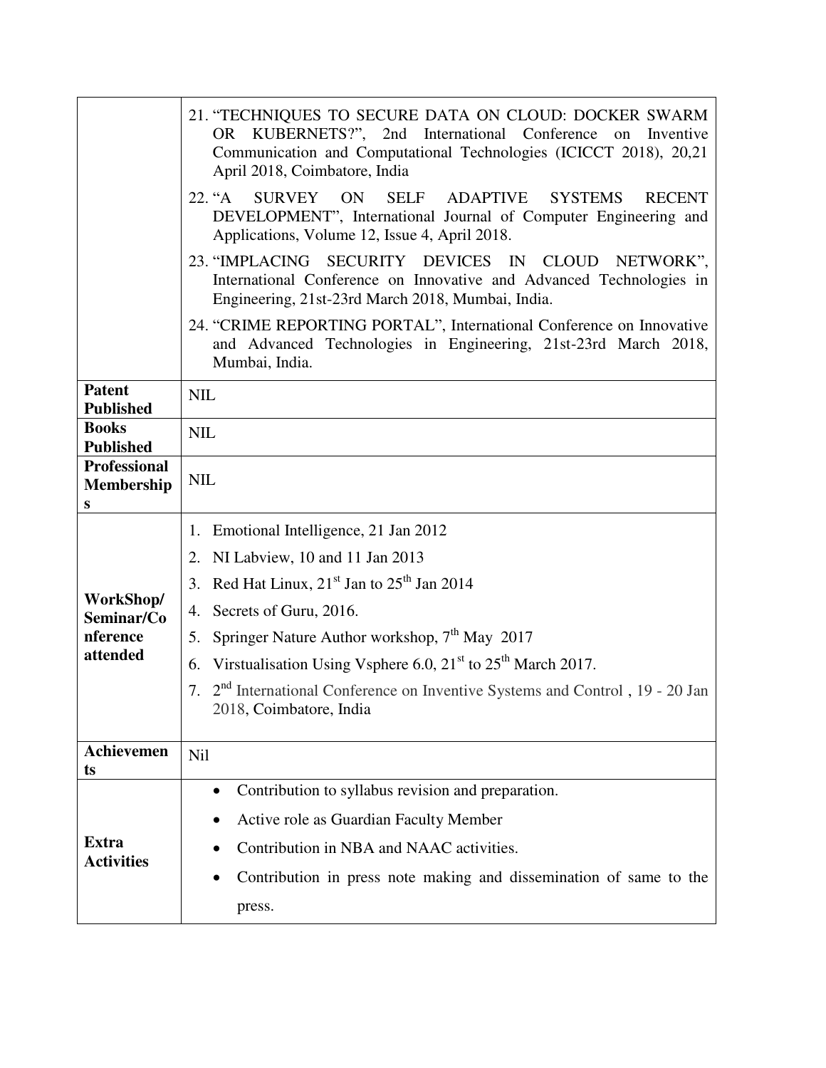| | |
|---|---|
| | 21. "TECHNIQUES TO SECURE DATA ON CLOUD: DOCKER SWARM OR KUBERNETS?", 2nd International Conference on Inventive Communication and Computational Technologies (ICICCT 2018), 20,21 April 2018, Coimbatore, India<br>22. "A SURVEY ON SELF ADAPTIVE SYSTEMS RECENT DEVELOPMENT", International Journal of Computer Engineering and Applications, Volume 12, Issue 4, April 2018.<br>23. "IMPLACING SECURITY DEVICES IN CLOUD NETWORK", International Conference on Innovative and Advanced Technologies in Engineering, 21st-23rd March 2018, Mumbai, India.<br>24. "CRIME REPORTING PORTAL", International Conference on Innovative and Advanced Technologies in Engineering, 21st-23rd March 2018, Mumbai, India. |
| **Patent Published** | NIL |
| **Books Published** | NIL |
| **Professional Memberships** | NIL |
| **WorkShop/ Seminar/Conference attended** | 1. Emotional Intelligence, 21 Jan 2012<br>2. NI Labview, 10 and 11 Jan 2013<br>3. Red Hat Linux, 21st Jan to 25th Jan 2014<br>4. Secrets of Guru, 2016.<br>5. Springer Nature Author workshop, 7th May 2017<br>6. Virstualisation Using Vsphere 6.0, 21st to 25th March 2017.<br>7. 2nd International Conference on Inventive Systems and Control , 19 - 20 Jan 2018, Coimbatore, India |
| **Achievements** | Nil |
| **Extra Activities** | • Contribution to syllabus revision and preparation.<br>• Active role as Guardian Faculty Member<br>• Contribution in NBA and NAAC activities.<br>• Contribution in press note making and dissemination of same to the press. |